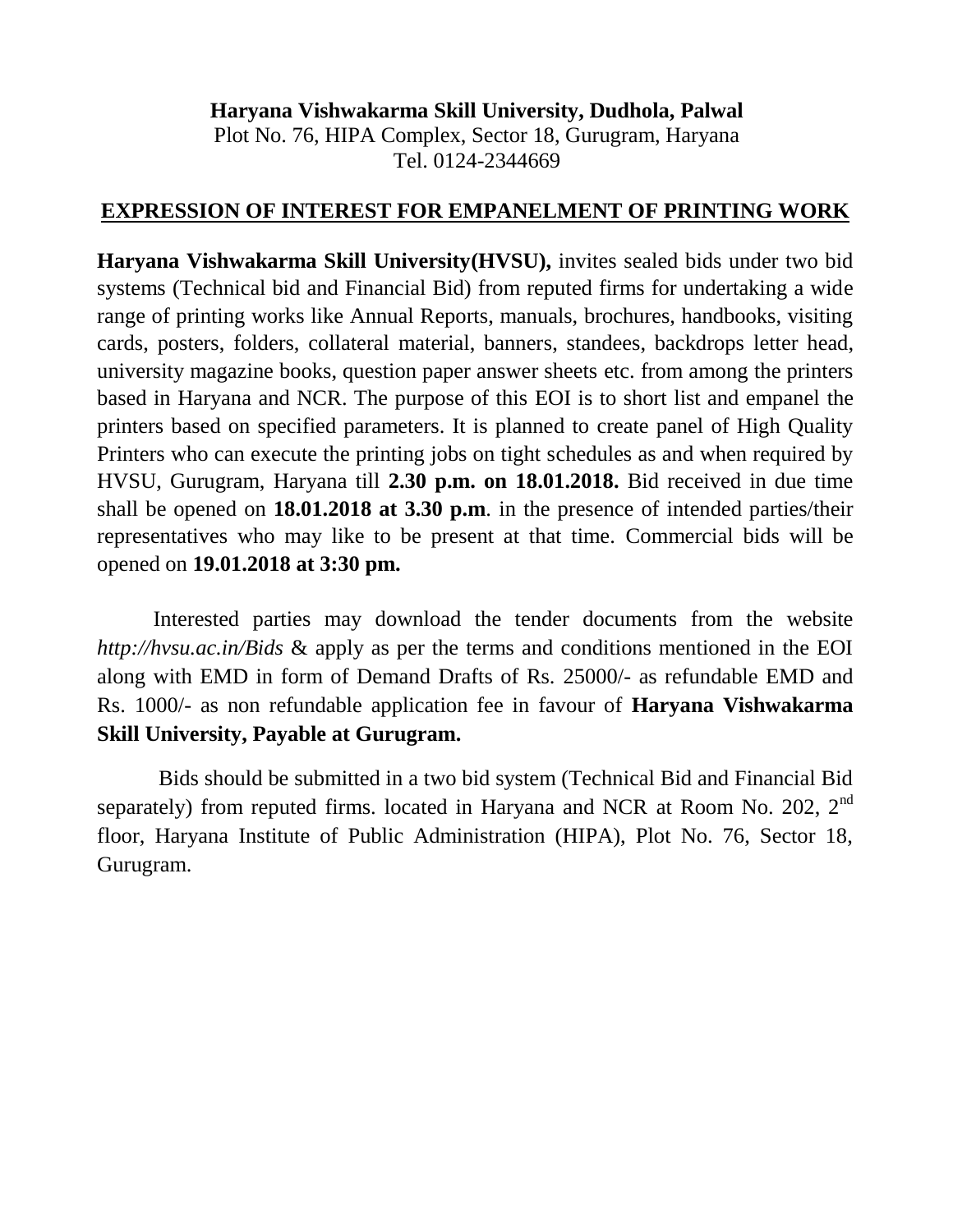**Haryana Vishwakarma Skill University, Dudhola, Palwal**
Plot No. 76, HIPA Complex, Sector 18, Gurugram, Haryana
Tel. 0124-2344669

## EXPRESSION OF INTEREST FOR EMPANELMENT OF PRINTING WORK

**Haryana Vishwakarma Skill University(HVSU),** invites sealed bids under two bid systems (Technical bid and Financial Bid) from reputed firms for undertaking a wide range of printing works like Annual Reports, manuals, brochures, handbooks, visiting cards, posters, folders, collateral material, banners, standees, backdrops letter head, university magazine books, question paper answer sheets etc. from among the printers based in Haryana and NCR. The purpose of this EOI is to short list and empanel the printers based on specified parameters. It is planned to create panel of High Quality Printers who can execute the printing jobs on tight schedules as and when required by HVSU, Gurugram, Haryana till **2.30 p.m. on 18.01.2018.** Bid received in due time shall be opened on **18.01.2018 at 3.30 p.m**. in the presence of intended parties/their representatives who may like to be present at that time. Commercial bids will be opened on **19.01.2018 at 3:30 pm.**

Interested parties may download the tender documents from the website *http://hvsu.ac.in/Bids* & apply as per the terms and conditions mentioned in the EOI along with EMD in form of Demand Drafts of Rs. 25000/- as refundable EMD and Rs. 1000/- as non refundable application fee in favour of **Haryana Vishwakarma Skill University, Payable at Gurugram.**

Bids should be submitted in a two bid system (Technical Bid and Financial Bid separately) from reputed firms. located in Haryana and NCR at Room No. 202, 2nd floor, Haryana Institute of Public Administration (HIPA), Plot No. 76, Sector 18, Gurugram.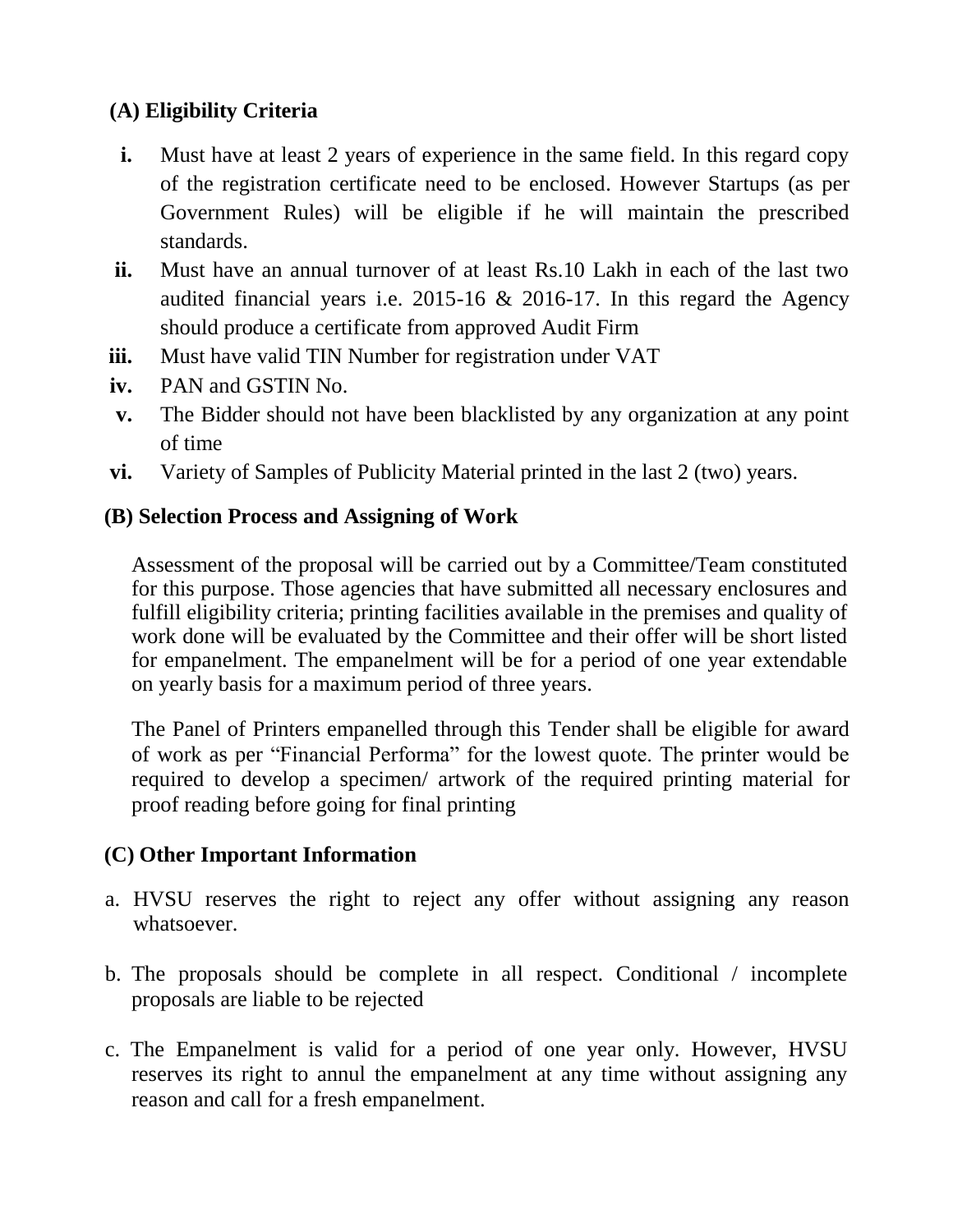### (A) Eligibility Criteria

- **i.** Must have at least 2 years of experience in the same field. In this regard copy of the registration certificate need to be enclosed. However Startups (as per Government Rules) will be eligible if he will maintain the prescribed standards.
- **ii.** Must have an annual turnover of at least Rs.10 Lakh in each of the last two audited financial years i.e. 2015-16 & 2016-17. In this regard the Agency should produce a certificate from approved Audit Firm
- **iii.** Must have valid TIN Number for registration under VAT
- **iv.** PAN and GSTIN No.
- **v.** The Bidder should not have been blacklisted by any organization at any point of time
- **vi.** Variety of Samples of Publicity Material printed in the last 2 (two) years.

### (B) Selection Process and Assigning of Work

Assessment of the proposal will be carried out by a Committee/Team constituted for this purpose. Those agencies that have submitted all necessary enclosures and fulfill eligibility criteria; printing facilities available in the premises and quality of work done will be evaluated by the Committee and their offer will be short listed for empanelment. The empanelment will be for a period of one year extendable on yearly basis for a maximum period of three years.

The Panel of Printers empanelled through this Tender shall be eligible for award of work as per "Financial Performa" for the lowest quote. The printer would be required to develop a specimen/ artwork of the required printing material for proof reading before going for final printing

### (C) Other Important Information

a. HVSU reserves the right to reject any offer without assigning any reason whatsoever.

b. The proposals should be complete in all respect. Conditional / incomplete proposals are liable to be rejected

c. The Empanelment is valid for a period of one year only. However, HVSU reserves its right to annul the empanelment at any time without assigning any reason and call for a fresh empanelment.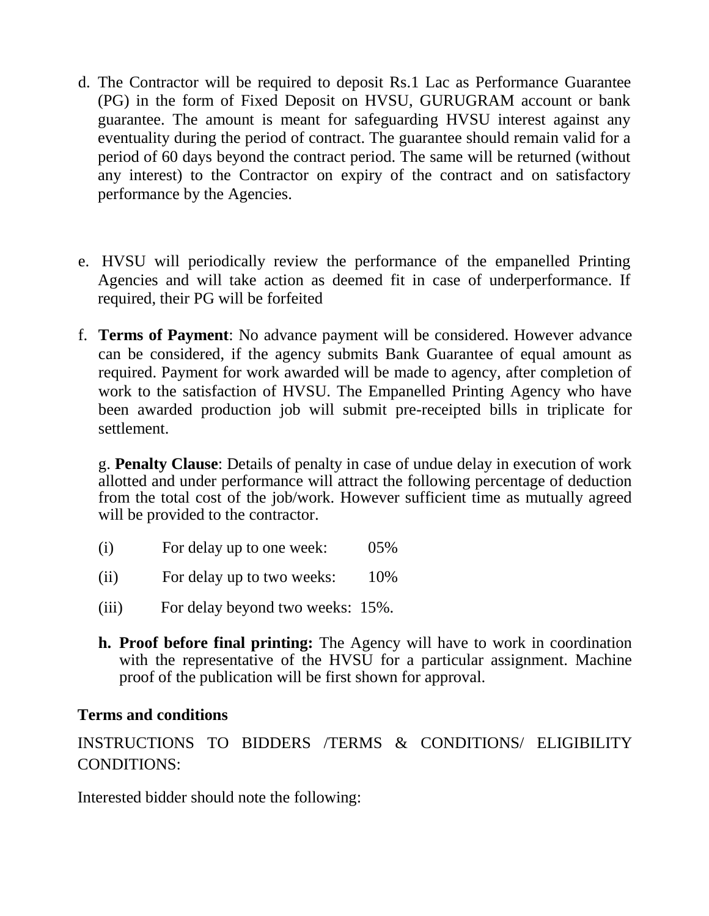d. The Contractor will be required to deposit Rs.1 Lac as Performance Guarantee (PG) in the form of Fixed Deposit on HVSU, GURUGRAM account or bank guarantee. The amount is meant for safeguarding HVSU interest against any eventuality during the period of contract. The guarantee should remain valid for a period of 60 days beyond the contract period. The same will be returned (without any interest) to the Contractor on expiry of the contract and on satisfactory performance by the Agencies.

e. HVSU will periodically review the performance of the empanelled Printing Agencies and will take action as deemed fit in case of underperformance. If required, their PG will be forfeited

f. **Terms of Payment**: No advance payment will be considered. However advance can be considered, if the agency submits Bank Guarantee of equal amount as required. Payment for work awarded will be made to agency, after completion of work to the satisfaction of HVSU. The Empanelled Printing Agency who have been awarded production job will submit pre-receipted bills in triplicate for settlement.

g. **Penalty Clause**: Details of penalty in case of undue delay in execution of work allotted and under performance will attract the following percentage of deduction from the total cost of the job/work. However sufficient time as mutually agreed will be provided to the contractor.

(i) For delay up to one week: 05%

(ii) For delay up to two weeks: 10%

(iii) For delay beyond two weeks: 15%.

**h. Proof before final printing:** The Agency will have to work in coordination with the representative of the HVSU for a particular assignment. Machine proof of the publication will be first shown for approval.

**Terms and conditions**

INSTRUCTIONS TO BIDDERS /TERMS & CONDITIONS/ ELIGIBILITY CONDITIONS:

Interested bidder should note the following: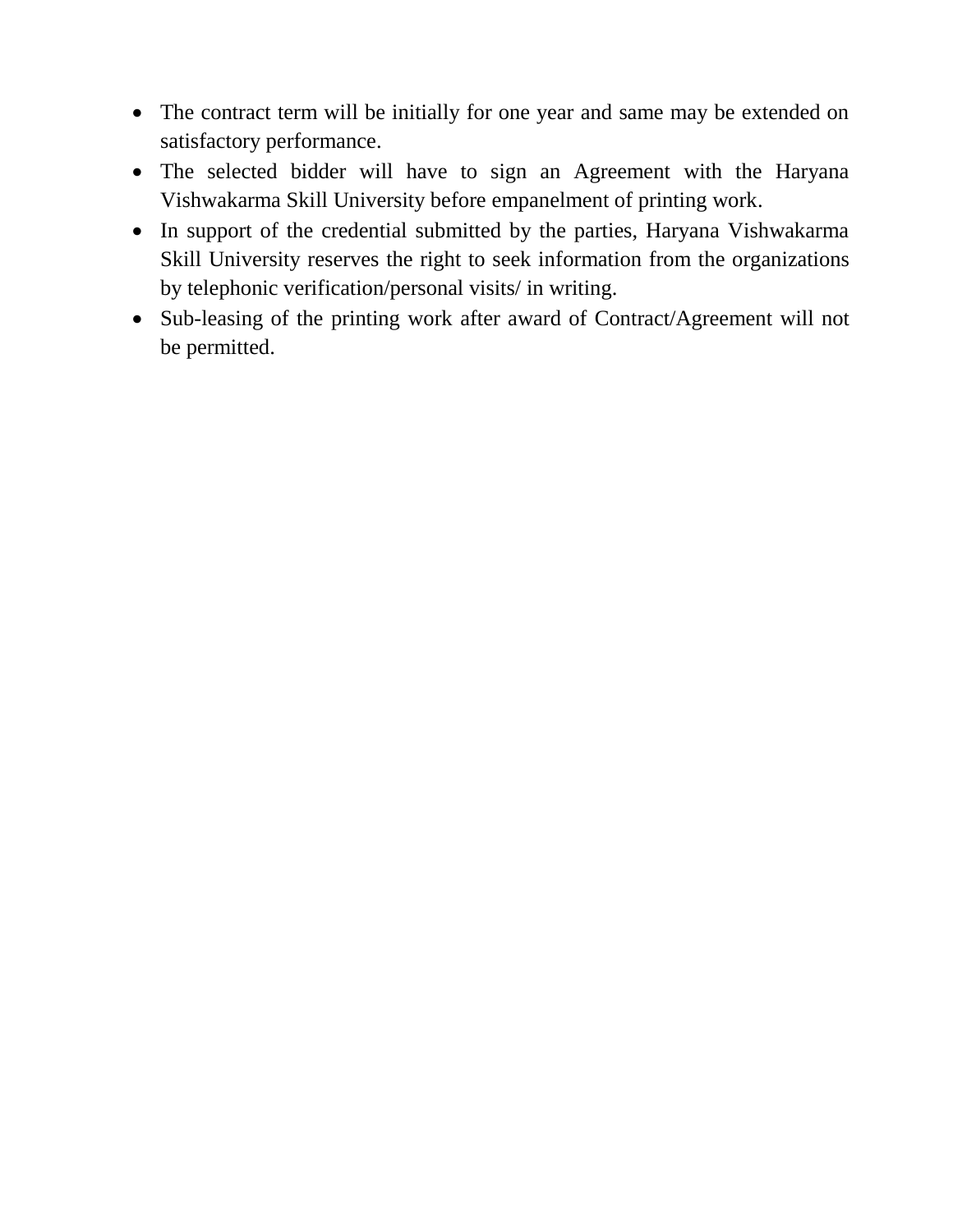- The contract term will be initially for one year and same may be extended on satisfactory performance.
- The selected bidder will have to sign an Agreement with the Haryana Vishwakarma Skill University before empanelment of printing work.
- In support of the credential submitted by the parties, Haryana Vishwakarma Skill University reserves the right to seek information from the organizations by telephonic verification/personal visits/ in writing.
- Sub-leasing of the printing work after award of Contract/Agreement will not be permitted.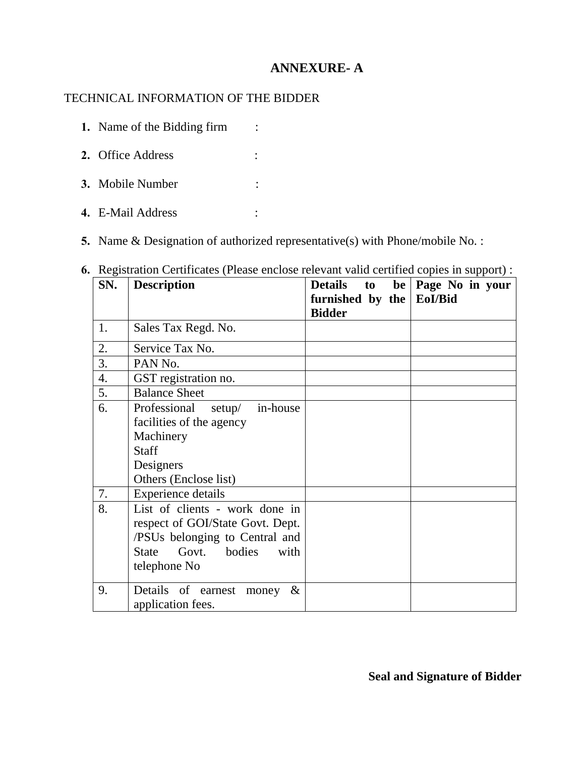# ANNEXURE- A

TECHNICAL INFORMATION OF THE BIDDER

1. **Name of the Bidding firm :**
2. **Office Address :**
3. **Mobile Number :**
4. **E-Mail Address :**
5. **Name & Designation of authorized representative(s) with Phone/mobile No. :**
6. **Registration Certificates (Please enclose relevant valid certified copies in support) :**

| SN. | Description | Details to be furnished by the Bidder | Page No in your EoI/Bid |
|---|---|---|---|
| 1. | Sales Tax Regd. No. | | |
| 2. | Service Tax No. | | |
| 3. | PAN No. | | |
| 4. | GST registration no. | | |
| 5. | Balance Sheet | | |
| 6. | Professional setup/ in-house facilities of the agency<br>Machinery<br>Staff<br>Designers<br>Others (Enclose list) | | |
| 7. | Experience details | | |
| 8. | List of clients - work done in respect of GOI/State Govt. Dept. /PSUs belonging to Central and State Govt. bodies with telephone No | | |
| 9. | Details of earnest money & application fees. | | |

**Seal and Signature of Bidder**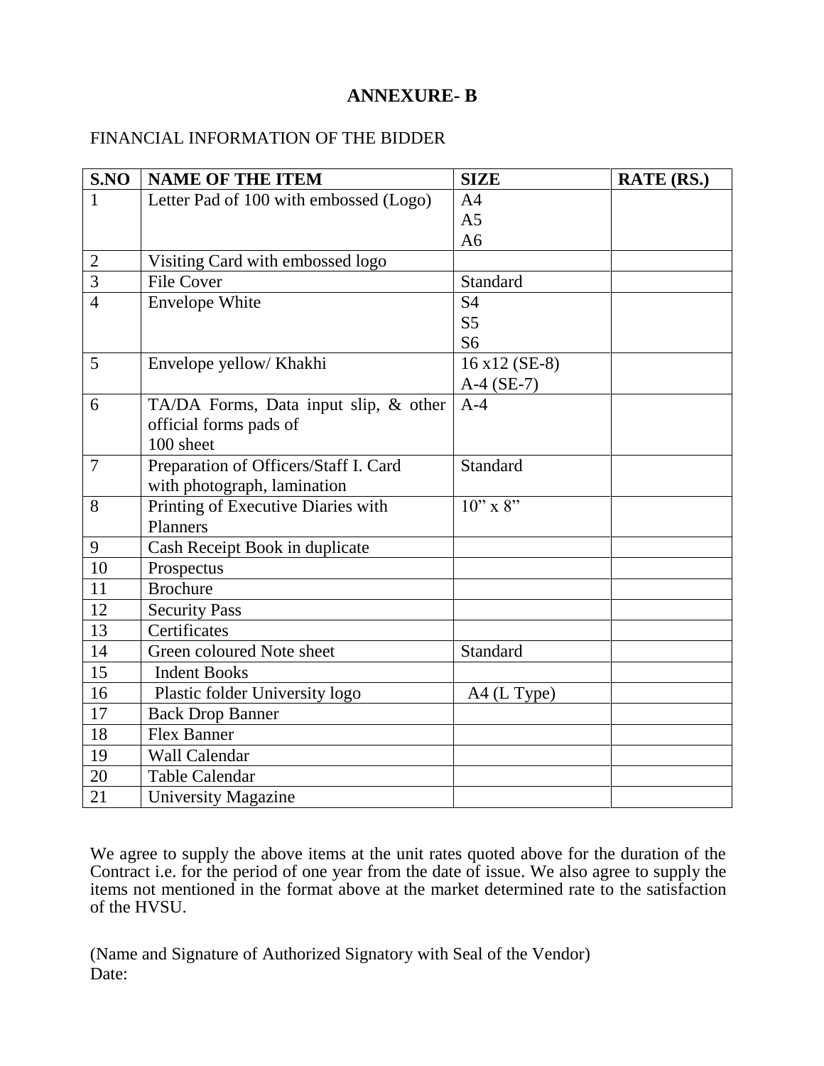# ANNEXURE- B

FINANCIAL INFORMATION OF THE BIDDER

| S.NO | NAME OF THE ITEM | SIZE | RATE (RS.) |
|---|---|---|---|
| 1 | Letter Pad of 100 with embossed (Logo) | A4<br>A5<br>A6 | |
| 2 | Visiting Card with embossed logo | | |
| 3 | File Cover | Standard | |
| 4 | Envelope White | S4<br>S5<br>S6 | |
| 5 | Envelope yellow/ Khakhi | 16 x12 (SE-8)<br>A-4 (SE-7) | |
| 6 | TA/DA Forms, Data input slip, & other official forms pads of 100 sheet | A-4 | |
| 7 | Preparation of Officers/Staff I. Card with photograph, lamination | Standard | |
| 8 | Printing of Executive Diaries with Planners | 10" x 8" | |
| 9 | Cash Receipt Book in duplicate | | |
| 10 | Prospectus | | |
| 11 | Brochure | | |
| 12 | Security Pass | | |
| 13 | Certificates | | |
| 14 | Green coloured Note sheet | Standard | |
| 15 | Indent Books | | |
| 16 | Plastic folder University logo | A4 (L Type) | |
| 17 | Back Drop Banner | | |
| 18 | Flex Banner | | |
| 19 | Wall Calendar | | |
| 20 | Table Calendar | | |
| 21 | University Magazine | | |

We agree to supply the above items at the unit rates quoted above for the duration of the Contract i.e. for the period of one year from the date of issue. We also agree to supply the items not mentioned in the format above at the market determined rate to the satisfaction of the HVSU.

(Name and Signature of Authorized Signatory with Seal of the Vendor)
Date: